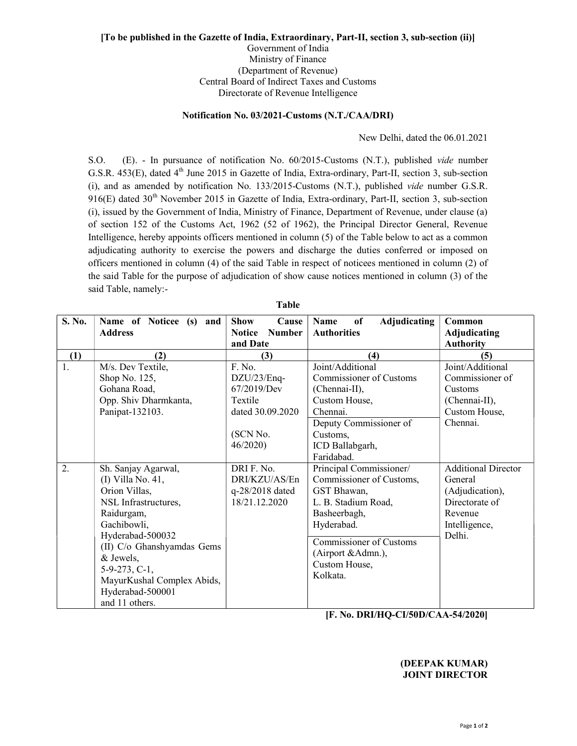**[To be published in the Gazette of India, Extraordinary, Part-II, section 3, sub-section (ii)]**

Government of India
Ministry of Finance
(Department of Revenue)
Central Board of Indirect Taxes and Customs
Directorate of Revenue Intelligence

**Notification No. 03/2021-Customs (N.T./CAA/DRI)**

New Delhi, dated the 06.01.2021

S.O. (E). - In pursuance of notification No. 60/2015-Customs (N.T.), published *vide* number G.S.R. 453(E), dated 4th June 2015 in Gazette of India, Extra-ordinary, Part-II, section 3, sub-section (i), and as amended by notification No. 133/2015-Customs (N.T.), published *vide* number G.S.R. 916(E) dated 30th November 2015 in Gazette of India, Extra-ordinary, Part-II, section 3, sub-section (i), issued by the Government of India, Ministry of Finance, Department of Revenue, under clause (a) of section 152 of the Customs Act, 1962 (52 of 1962), the Principal Director General, Revenue Intelligence, hereby appoints officers mentioned in column (5) of the Table below to act as a common adjudicating authority to exercise the powers and discharge the duties conferred or imposed on officers mentioned in column (4) of the said Table in respect of noticees mentioned in column (2) of the said Table for the purpose of adjudication of show cause notices mentioned in column (3) of the said Table, namely:-

**Table**

| S. No. | Name of Noticee (s) and Address | Show Cause Notice Number and Date | Name of Adjudicating Authorities | Common Adjudicating Authority |
|---|---|---|---|---|
| (1) | (2) | (3) | (4) | (5) |
| 1. | M/s. Dev Textile, Shop No. 125, Gohana Road, Opp. Shiv Dharmkanta, Panipat-132103. | F. No. DZU/23/Enq-67/2019/Dev Textile dated 30.09.2020 (SCN No. 46/2020) | Joint/Additional Commissioner of Customs (Chennai-II), Custom House, Chennai. | Joint/Additional Commissioner of Customs (Chennai-II), Custom House, Chennai. |
| | | | Deputy Commissioner of Customs, ICD Ballabgarh, Faridabad. | |
| 2. | Sh. Sanjay Agarwal, (I) Villa No. 41, Orion Villas, NSL Infrastructures, Raidurgam, Gachibowli, Hyderabad-500032 (II) C/o Ghanshyamdas Gems & Jewels, 5-9-273, C-1, MayurKushal Complex Abids, Hyderabad-500001 and 11 others. | DRI F. No. DRI/KZU/AS/Enq-28/2018 dated 18/21.12.2020 | Principal Commissioner/ Commissioner of Customs, GST Bhawan, L. B. Stadium Road, Basheerbagh, Hyderabad. | Additional Director General (Adjudication), Directorate of Revenue Intelligence, Delhi. |
| | | | Commissioner of Customs (Airport &Admn.), Custom House, Kolkata. | |

**[F. No. DRI/HQ-CI/50D/CAA-54/2020]**

**(DEEPAK KUMAR)**
**JOINT DIRECTOR**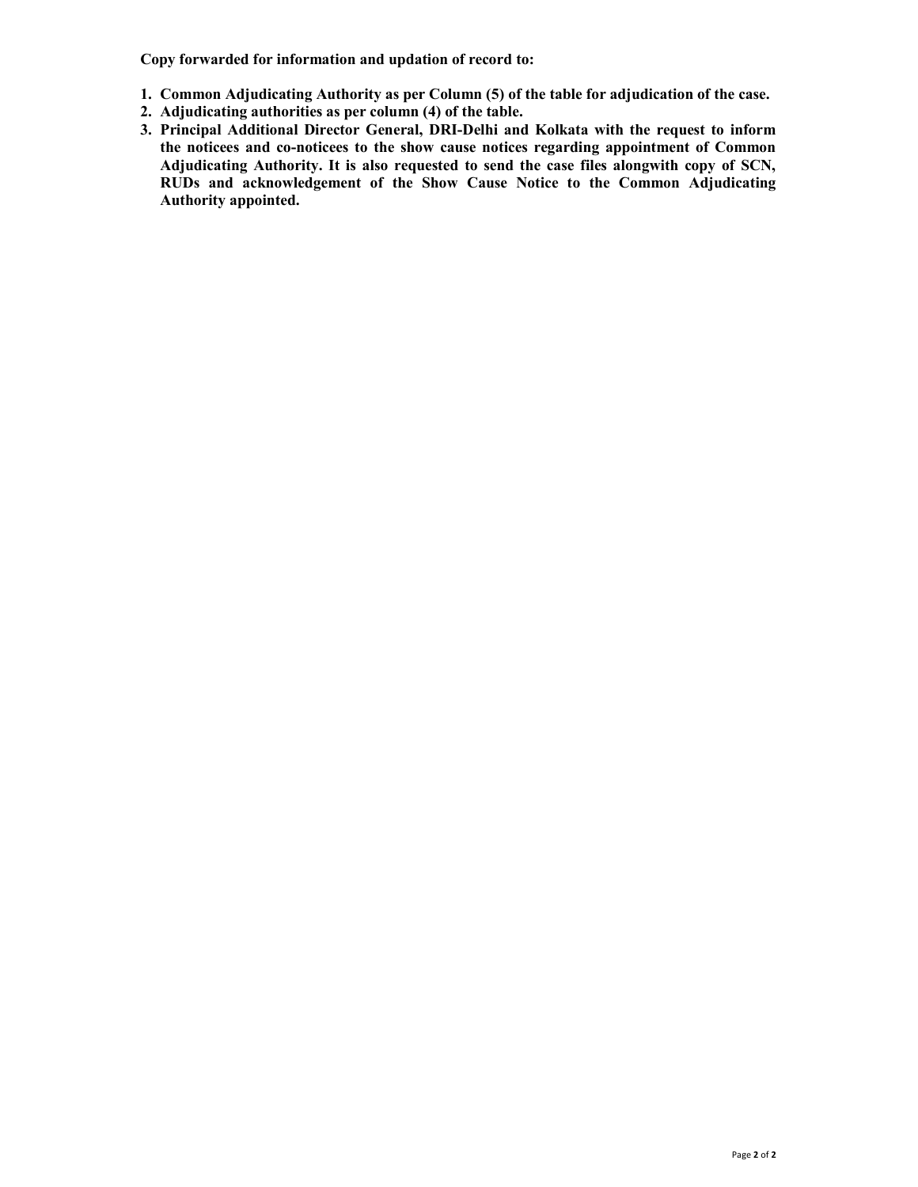**Copy forwarded for information and updation of record to:**

1. **Common Adjudicating Authority as per Column (5) of the table for adjudication of the case.**
2. **Adjudicating authorities as per column (4) of the table.**
3. **Principal Additional Director General, DRI-Delhi and Kolkata with the request to inform the noticees and co-noticees to the show cause notices regarding appointment of Common Adjudicating Authority. It is also requested to send the case files alongwith copy of SCN, RUDs and acknowledgement of the Show Cause Notice to the Common Adjudicating Authority appointed.**